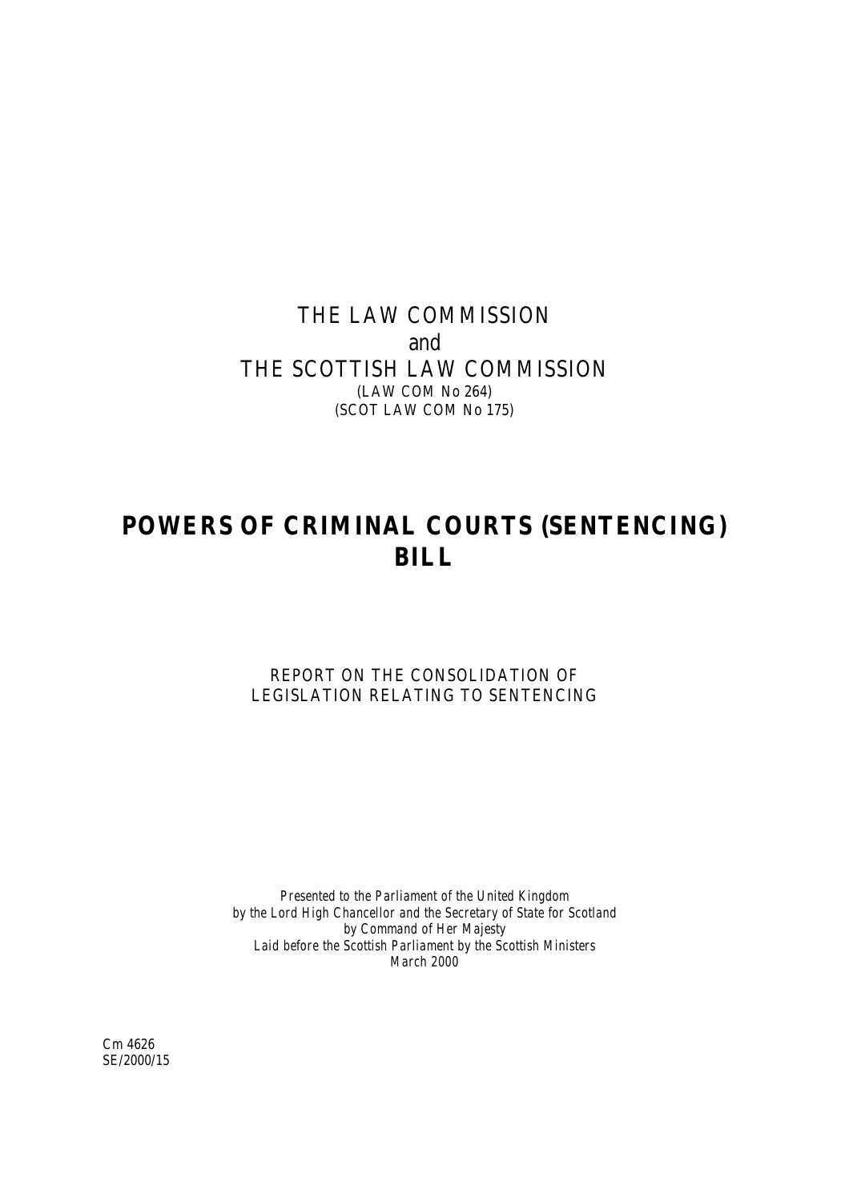THE LAW COMMISSION

and

THE SCOTTISH LAW COMMISSION

(LAW COM No 264)

(SCOT LAW COM No 175)

# POWERS OF CRIMINAL COURTS (SENTENCING) BILL

REPORT ON THE CONSOLIDATION OF LEGISLATION RELATING TO SENTENCING

*Presented to the Parliament of the United Kingdom by the Lord High Chancellor and the Secretary of State for Scotland by Command of Her Majesty*

*Laid before the Scottish Parliament by the Scottish Ministers*

*March 2000*

Cm 4626

SE/2000/15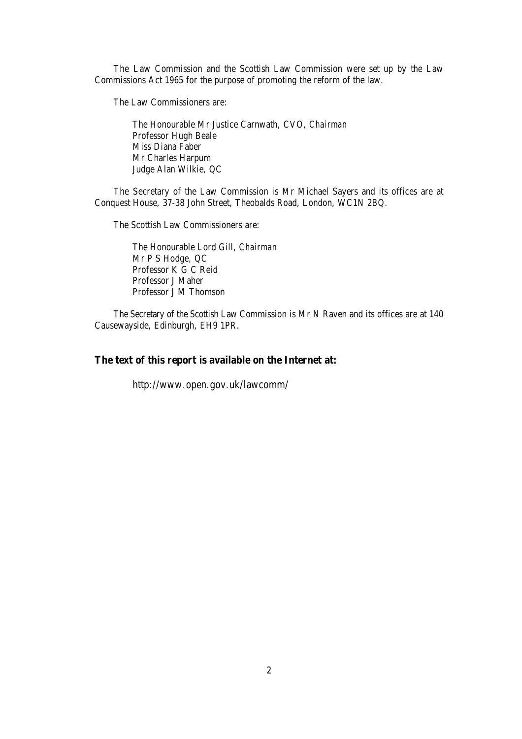The Law Commission and the Scottish Law Commission were set up by the Law Commissions Act 1965 for the purpose of promoting the reform of the law.

The Law Commissioners are:

The Honourable Mr Justice Carnwath, CVO, *Chairman*
Professor Hugh Beale
Miss Diana Faber
Mr Charles Harpum
Judge Alan Wilkie, QC

The Secretary of the Law Commission is Mr Michael Sayers and its offices are at Conquest House, 37-38 John Street, Theobalds Road, London, WC1N 2BQ.

The Scottish Law Commissioners are:

The Honourable Lord Gill, *Chairman*
Mr P S Hodge, QC
Professor K G C Reid
Professor J Maher
Professor J M Thomson

The Secretary of the Scottish Law Commission is Mr N Raven and its offices are at 140 Causewayside, Edinburgh, EH9 1PR.

**The text of this report is available on the Internet at:**

http://www.open.gov.uk/lawcomm/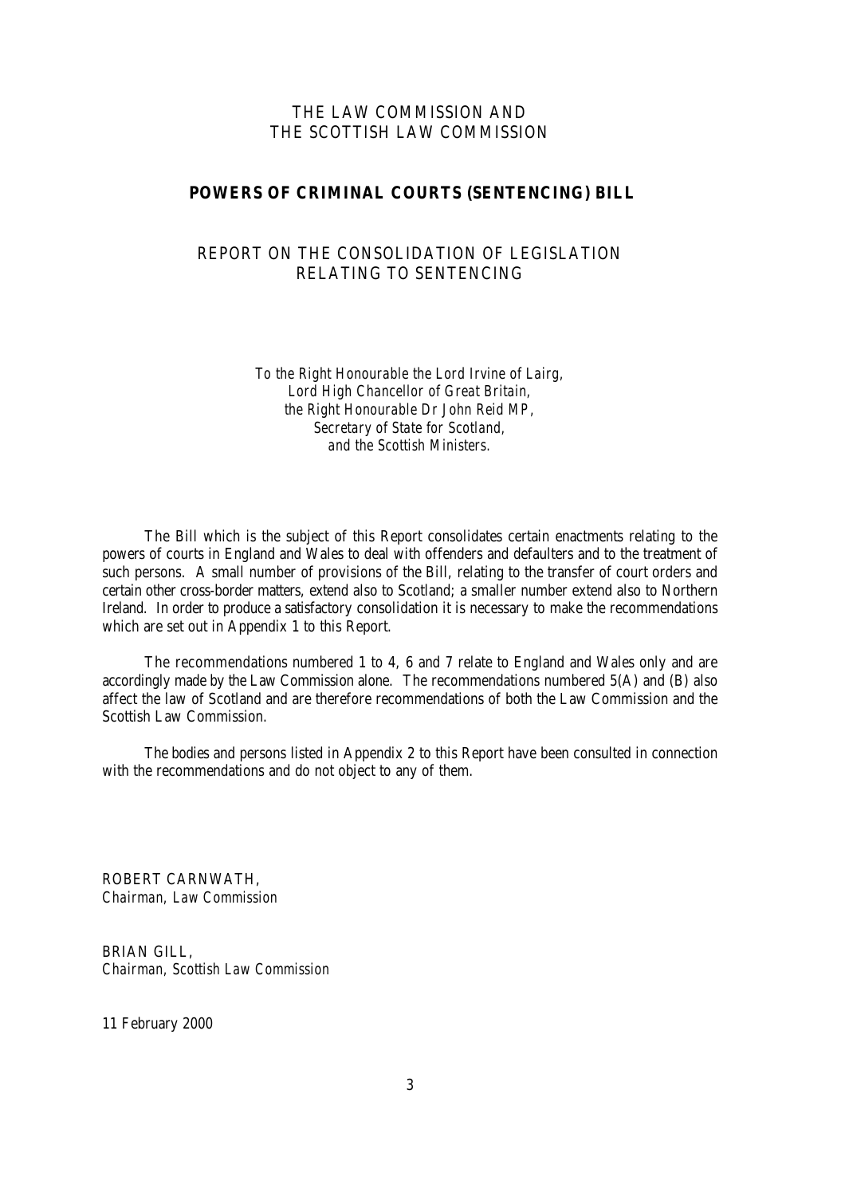THE LAW COMMISSION AND
THE SCOTTISH LAW COMMISSION

## POWERS OF CRIMINAL COURTS (SENTENCING) BILL

REPORT ON THE CONSOLIDATION OF LEGISLATION
RELATING TO SENTENCING

*To the Right Honourable the Lord Irvine of Lairg,*
*Lord High Chancellor of Great Britain,*
*the Right Honourable Dr John Reid MP,*
*Secretary of State for Scotland,*
*and the Scottish Ministers.*

The Bill which is the subject of this Report consolidates certain enactments relating to the powers of courts in England and Wales to deal with offenders and defaulters and to the treatment of such persons. A small number of provisions of the Bill, relating to the transfer of court orders and certain other cross-border matters, extend also to Scotland; a smaller number extend also to Northern Ireland. In order to produce a satisfactory consolidation it is necessary to make the recommendations which are set out in Appendix 1 to this Report.

The recommendations numbered 1 to 4, 6 and 7 relate to England and Wales only and are accordingly made by the Law Commission alone. The recommendations numbered 5(A) and (B) also affect the law of Scotland and are therefore recommendations of both the Law Commission and the Scottish Law Commission.

The bodies and persons listed in Appendix 2 to this Report have been consulted in connection with the recommendations and do not object to any of them.

ROBERT CARNWATH,
*Chairman, Law Commission*

BRIAN GILL,
*Chairman, Scottish Law Commission*

11 February 2000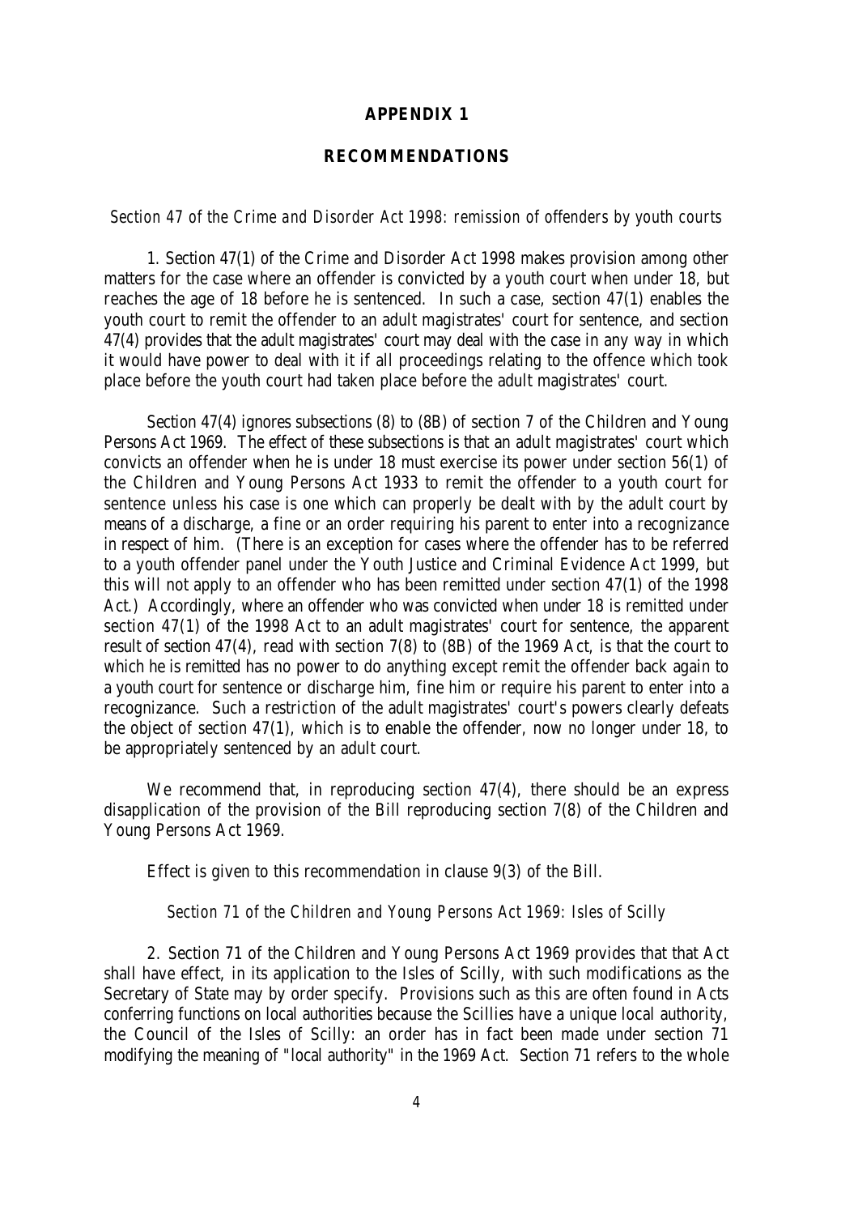## APPENDIX 1

## RECOMMENDATIONS

*Section 47 of the Crime and Disorder Act 1998: remission of offenders by youth courts*

1. Section 47(1) of the Crime and Disorder Act 1998 makes provision among other matters for the case where an offender is convicted by a youth court when under 18, but reaches the age of 18 before he is sentenced. In such a case, section 47(1) enables the youth court to remit the offender to an adult magistrates' court for sentence, and section 47(4) provides that the adult magistrates' court may deal with the case in any way in which it would have power to deal with it if all proceedings relating to the offence which took place before the youth court had taken place before the adult magistrates' court.

Section 47(4) ignores subsections (8) to (8B) of section 7 of the Children and Young Persons Act 1969. The effect of these subsections is that an adult magistrates' court which convicts an offender when he is under 18 must exercise its power under section 56(1) of the Children and Young Persons Act 1933 to remit the offender to a youth court for sentence unless his case is one which can properly be dealt with by the adult court by means of a discharge, a fine or an order requiring his parent to enter into a recognizance in respect of him. (There is an exception for cases where the offender has to be referred to a youth offender panel under the Youth Justice and Criminal Evidence Act 1999, but this will not apply to an offender who has been remitted under section 47(1) of the 1998 Act.) Accordingly, where an offender who was convicted when under 18 is remitted under section 47(1) of the 1998 Act to an adult magistrates' court for sentence, the apparent result of section 47(4), read with section 7(8) to (8B) of the 1969 Act, is that the court to which he is remitted has no power to do anything except remit the offender back again to a youth court for sentence or discharge him, fine him or require his parent to enter into a recognizance. Such a restriction of the adult magistrates' court's powers clearly defeats the object of section 47(1), which is to enable the offender, now no longer under 18, to be appropriately sentenced by an adult court.

We recommend that, in reproducing section 47(4), there should be an express disapplication of the provision of the Bill reproducing section 7(8) of the Children and Young Persons Act 1969.

Effect is given to this recommendation in clause 9(3) of the Bill.

*Section 71 of the Children and Young Persons Act 1969: Isles of Scilly*

2. Section 71 of the Children and Young Persons Act 1969 provides that that Act shall have effect, in its application to the Isles of Scilly, with such modifications as the Secretary of State may by order specify. Provisions such as this are often found in Acts conferring functions on local authorities because the Scillies have a unique local authority, the Council of the Isles of Scilly: an order has in fact been made under section 71 modifying the meaning of "local authority" in the 1969 Act. Section 71 refers to the whole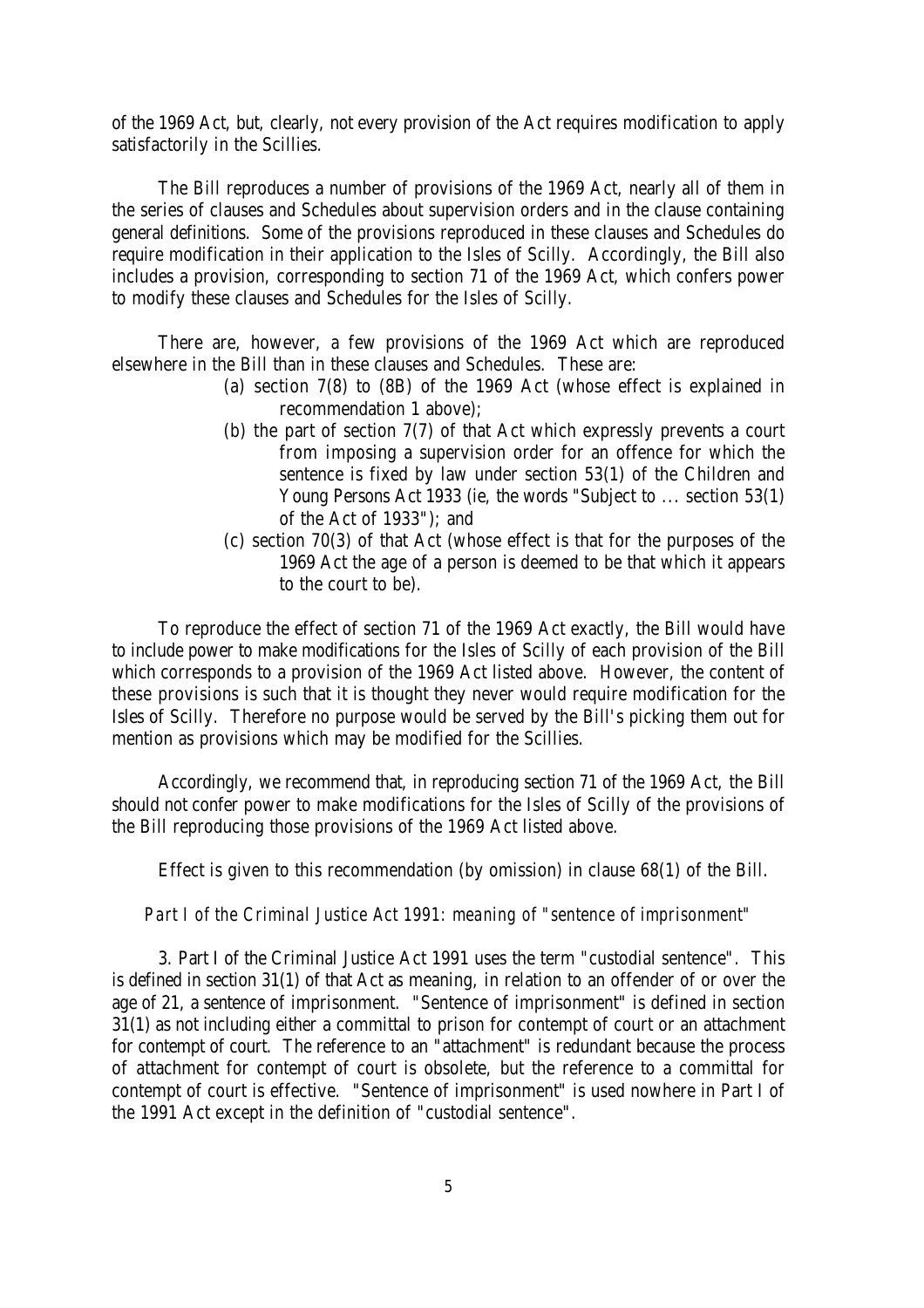of the 1969 Act, but, clearly, not every provision of the Act requires modification to apply satisfactorily in the Scillies.

The Bill reproduces a number of provisions of the 1969 Act, nearly all of them in the series of clauses and Schedules about supervision orders and in the clause containing general definitions. Some of the provisions reproduced in these clauses and Schedules do require modification in their application to the Isles of Scilly. Accordingly, the Bill also includes a provision, corresponding to section 71 of the 1969 Act, which confers power to modify these clauses and Schedules for the Isles of Scilly.

There are, however, a few provisions of the 1969 Act which are reproduced elsewhere in the Bill than in these clauses and Schedules. These are:

(a) section 7(8) to (8B) of the 1969 Act (whose effect is explained in recommendation 1 above);

(b) the part of section 7(7) of that Act which expressly prevents a court from imposing a supervision order for an offence for which the sentence is fixed by law under section 53(1) of the Children and Young Persons Act 1933 (ie, the words "Subject to ... section 53(1) of the Act of 1933"); and

(c) section 70(3) of that Act (whose effect is that for the purposes of the 1969 Act the age of a person is deemed to be that which it appears to the court to be).

To reproduce the effect of section 71 of the 1969 Act exactly, the Bill would have to include power to make modifications for the Isles of Scilly of each provision of the Bill which corresponds to a provision of the 1969 Act listed above. However, the content of these provisions is such that it is thought they never would require modification for the Isles of Scilly. Therefore no purpose would be served by the Bill's picking them out for mention as provisions which may be modified for the Scillies.

Accordingly, we recommend that, in reproducing section 71 of the 1969 Act, the Bill should not confer power to make modifications for the Isles of Scilly of the provisions of the Bill reproducing those provisions of the 1969 Act listed above.

Effect is given to this recommendation (by omission) in clause 68(1) of the Bill.

*Part I of the Criminal Justice Act 1991: meaning of "sentence of imprisonment"*

3. Part I of the Criminal Justice Act 1991 uses the term "custodial sentence". This is defined in section 31(1) of that Act as meaning, in relation to an offender of or over the age of 21, a sentence of imprisonment. "Sentence of imprisonment" is defined in section 31(1) as not including either a committal to prison for contempt of court or an attachment for contempt of court. The reference to an "attachment" is redundant because the process of attachment for contempt of court is obsolete, but the reference to a committal for contempt of court is effective. "Sentence of imprisonment" is used nowhere in Part I of the 1991 Act except in the definition of "custodial sentence".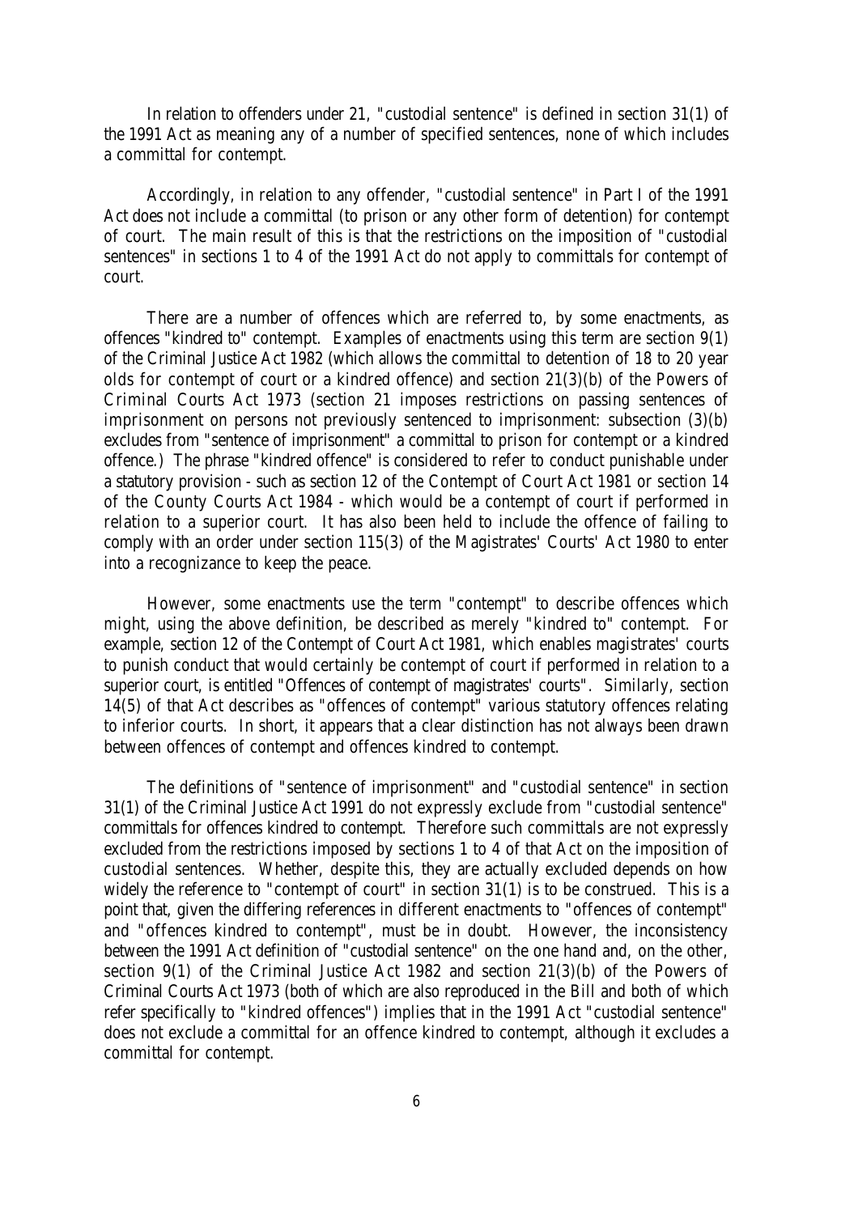In relation to offenders under 21, "custodial sentence" is defined in section 31(1) of the 1991 Act as meaning any of a number of specified sentences, none of which includes a committal for contempt.

Accordingly, in relation to any offender, "custodial sentence" in Part I of the 1991 Act does not include a committal (to prison or any other form of detention) for contempt of court. The main result of this is that the restrictions on the imposition of "custodial sentences" in sections 1 to 4 of the 1991 Act do not apply to committals for contempt of court.

There are a number of offences which are referred to, by some enactments, as offences "kindred to" contempt. Examples of enactments using this term are section 9(1) of the Criminal Justice Act 1982 (which allows the committal to detention of 18 to 20 year olds for contempt of court or a kindred offence) and section 21(3)(b) of the Powers of Criminal Courts Act 1973 (section 21 imposes restrictions on passing sentences of imprisonment on persons not previously sentenced to imprisonment: subsection (3)(b) excludes from "sentence of imprisonment" a committal to prison for contempt or a kindred offence.) The phrase "kindred offence" is considered to refer to conduct punishable under a statutory provision - such as section 12 of the Contempt of Court Act 1981 or section 14 of the County Courts Act 1984 - which would be a contempt of court if performed in relation to a superior court. It has also been held to include the offence of failing to comply with an order under section 115(3) of the Magistrates' Courts' Act 1980 to enter into a recognizance to keep the peace.

However, some enactments use the term "contempt" to describe offences which might, using the above definition, be described as merely "kindred to" contempt. For example, section 12 of the Contempt of Court Act 1981, which enables magistrates' courts to punish conduct that would certainly be contempt of court if performed in relation to a superior court, is entitled "Offences of contempt of magistrates' courts". Similarly, section 14(5) of that Act describes as "offences of contempt" various statutory offences relating to inferior courts. In short, it appears that a clear distinction has not always been drawn between offences of contempt and offences kindred to contempt.

The definitions of "sentence of imprisonment" and "custodial sentence" in section 31(1) of the Criminal Justice Act 1991 do not expressly exclude from "custodial sentence" committals for offences kindred to contempt. Therefore such committals are not expressly excluded from the restrictions imposed by sections 1 to 4 of that Act on the imposition of custodial sentences. Whether, despite this, they are actually excluded depends on how widely the reference to "contempt of court" in section 31(1) is to be construed. This is a point that, given the differing references in different enactments to "offences of contempt" and "offences kindred to contempt", must be in doubt. However, the inconsistency between the 1991 Act definition of "custodial sentence" on the one hand and, on the other, section 9(1) of the Criminal Justice Act 1982 and section 21(3)(b) of the Powers of Criminal Courts Act 1973 (both of which are also reproduced in the Bill and both of which refer specifically to "kindred offences") implies that in the 1991 Act "custodial sentence" does not exclude a committal for an offence kindred to contempt, although it excludes a committal for contempt.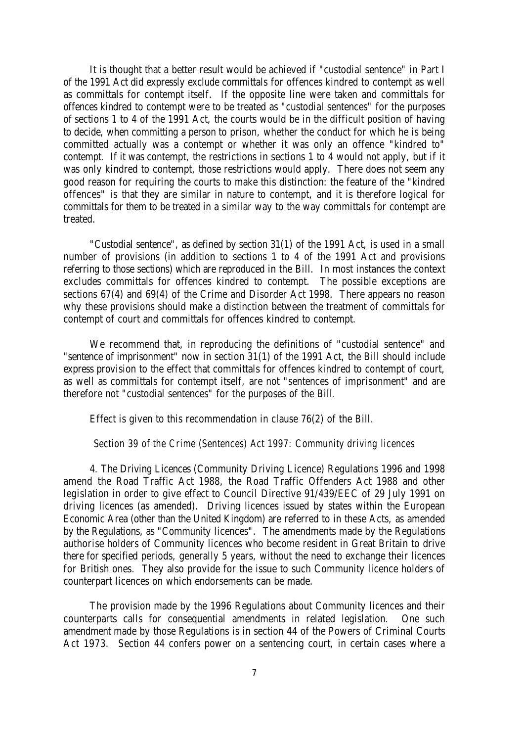It is thought that a better result would be achieved if "custodial sentence" in Part I of the 1991 Act did expressly exclude committals for offences kindred to contempt as well as committals for contempt itself. If the opposite line were taken and committals for offences kindred to contempt were to be treated as "custodial sentences" for the purposes of sections 1 to 4 of the 1991 Act, the courts would be in the difficult position of having to decide, when committing a person to prison, whether the conduct for which he is being committed actually was a contempt or whether it was only an offence "kindred to" contempt. If it was contempt, the restrictions in sections 1 to 4 would not apply, but if it was only kindred to contempt, those restrictions would apply. There does not seem any good reason for requiring the courts to make this distinction: the feature of the "kindred offences" is that they are similar in nature to contempt, and it is therefore logical for committals for them to be treated in a similar way to the way committals for contempt are treated.

"Custodial sentence", as defined by section 31(1) of the 1991 Act, is used in a small number of provisions (in addition to sections 1 to 4 of the 1991 Act and provisions referring to those sections) which are reproduced in the Bill. In most instances the context excludes committals for offences kindred to contempt. The possible exceptions are sections 67(4) and 69(4) of the Crime and Disorder Act 1998. There appears no reason why these provisions should make a distinction between the treatment of committals for contempt of court and committals for offences kindred to contempt.

We recommend that, in reproducing the definitions of "custodial sentence" and "sentence of imprisonment" now in section 31(1) of the 1991 Act, the Bill should include express provision to the effect that committals for offences kindred to contempt of court, as well as committals for contempt itself, are not "sentences of imprisonment" and are therefore not "custodial sentences" for the purposes of the Bill.

Effect is given to this recommendation in clause 76(2) of the Bill.

*Section 39 of the Crime (Sentences) Act 1997: Community driving licences*

4. The Driving Licences (Community Driving Licence) Regulations 1996 and 1998 amend the Road Traffic Act 1988, the Road Traffic Offenders Act 1988 and other legislation in order to give effect to Council Directive 91/439/EEC of 29 July 1991 on driving licences (as amended). Driving licences issued by states within the European Economic Area (other than the United Kingdom) are referred to in these Acts, as amended by the Regulations, as "Community licences". The amendments made by the Regulations authorise holders of Community licences who become resident in Great Britain to drive there for specified periods, generally 5 years, without the need to exchange their licences for British ones. They also provide for the issue to such Community licence holders of counterpart licences on which endorsements can be made.

The provision made by the 1996 Regulations about Community licences and their counterparts calls for consequential amendments in related legislation. One such amendment made by those Regulations is in section 44 of the Powers of Criminal Courts Act 1973. Section 44 confers power on a sentencing court, in certain cases where a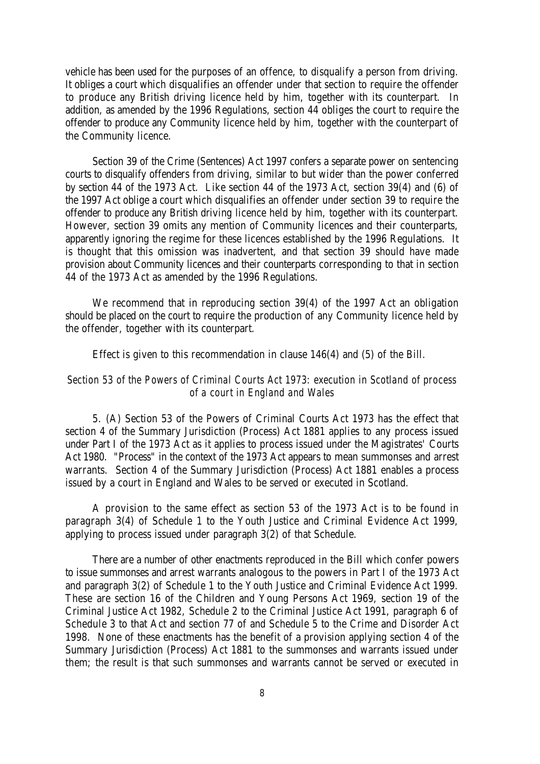vehicle has been used for the purposes of an offence, to disqualify a person from driving. It obliges a court which disqualifies an offender under that section to require the offender to produce any British driving licence held by him, together with its counterpart. In addition, as amended by the 1996 Regulations, section 44 obliges the court to require the offender to produce any Community licence held by him, together with the counterpart of the Community licence.

Section 39 of the Crime (Sentences) Act 1997 confers a separate power on sentencing courts to disqualify offenders from driving, similar to but wider than the power conferred by section 44 of the 1973 Act. Like section 44 of the 1973 Act, section 39(4) and (6) of the 1997 Act oblige a court which disqualifies an offender under section 39 to require the offender to produce any British driving licence held by him, together with its counterpart. However, section 39 omits any mention of Community licences and their counterparts, apparently ignoring the regime for these licences established by the 1996 Regulations. It is thought that this omission was inadvertent, and that section 39 should have made provision about Community licences and their counterparts corresponding to that in section 44 of the 1973 Act as amended by the 1996 Regulations.

We recommend that in reproducing section 39(4) of the 1997 Act an obligation should be placed on the court to require the production of any Community licence held by the offender, together with its counterpart.

Effect is given to this recommendation in clause 146(4) and (5) of the Bill.

*Section 53 of the Powers of Criminal Courts Act 1973: execution in Scotland of process of a court in England and Wales*

5. (A) Section 53 of the Powers of Criminal Courts Act 1973 has the effect that section 4 of the Summary Jurisdiction (Process) Act 1881 applies to any process issued under Part I of the 1973 Act as it applies to process issued under the Magistrates' Courts Act 1980. "Process" in the context of the 1973 Act appears to mean summonses and arrest warrants. Section 4 of the Summary Jurisdiction (Process) Act 1881 enables a process issued by a court in England and Wales to be served or executed in Scotland.

A provision to the same effect as section 53 of the 1973 Act is to be found in paragraph 3(4) of Schedule 1 to the Youth Justice and Criminal Evidence Act 1999, applying to process issued under paragraph 3(2) of that Schedule.

There are a number of other enactments reproduced in the Bill which confer powers to issue summonses and arrest warrants analogous to the powers in Part I of the 1973 Act and paragraph 3(2) of Schedule 1 to the Youth Justice and Criminal Evidence Act 1999. These are section 16 of the Children and Young Persons Act 1969, section 19 of the Criminal Justice Act 1982, Schedule 2 to the Criminal Justice Act 1991, paragraph 6 of Schedule 3 to that Act and section 77 of and Schedule 5 to the Crime and Disorder Act 1998. None of these enactments has the benefit of a provision applying section 4 of the Summary Jurisdiction (Process) Act 1881 to the summonses and warrants issued under them; the result is that such summonses and warrants cannot be served or executed in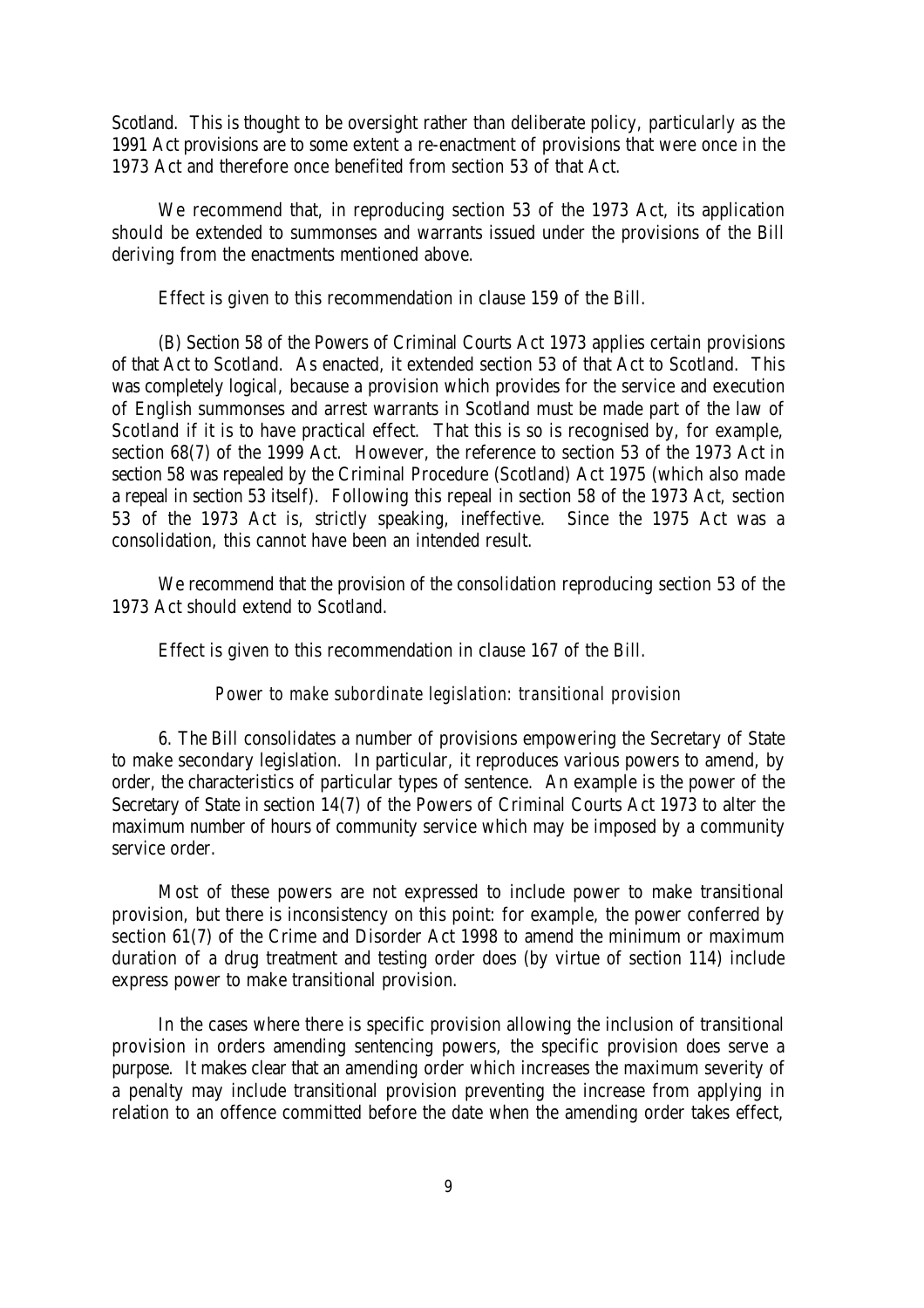Scotland. This is thought to be oversight rather than deliberate policy, particularly as the 1991 Act provisions are to some extent a re-enactment of provisions that were once in the 1973 Act and therefore once benefited from section 53 of that Act.

We recommend that, in reproducing section 53 of the 1973 Act, its application should be extended to summonses and warrants issued under the provisions of the Bill deriving from the enactments mentioned above.

Effect is given to this recommendation in clause 159 of the Bill.

(B) Section 58 of the Powers of Criminal Courts Act 1973 applies certain provisions of that Act to Scotland. As enacted, it extended section 53 of that Act to Scotland. This was completely logical, because a provision which provides for the service and execution of English summonses and arrest warrants in Scotland must be made part of the law of Scotland if it is to have practical effect. That this is so is recognised by, for example, section 68(7) of the 1999 Act. However, the reference to section 53 of the 1973 Act in section 58 was repealed by the Criminal Procedure (Scotland) Act 1975 (which also made a repeal in section 53 itself). Following this repeal in section 58 of the 1973 Act, section 53 of the 1973 Act is, strictly speaking, ineffective. Since the 1975 Act was a consolidation, this cannot have been an intended result.

We recommend that the provision of the consolidation reproducing section 53 of the 1973 Act should extend to Scotland.

Effect is given to this recommendation in clause 167 of the Bill.

*Power to make subordinate legislation: transitional provision*

6. The Bill consolidates a number of provisions empowering the Secretary of State to make secondary legislation. In particular, it reproduces various powers to amend, by order, the characteristics of particular types of sentence. An example is the power of the Secretary of State in section 14(7) of the Powers of Criminal Courts Act 1973 to alter the maximum number of hours of community service which may be imposed by a community service order.

Most of these powers are not expressed to include power to make transitional provision, but there is inconsistency on this point: for example, the power conferred by section 61(7) of the Crime and Disorder Act 1998 to amend the minimum or maximum duration of a drug treatment and testing order does (by virtue of section 114) include express power to make transitional provision.

In the cases where there is specific provision allowing the inclusion of transitional provision in orders amending sentencing powers, the specific provision does serve a purpose. It makes clear that an amending order which increases the maximum severity of a penalty may include transitional provision preventing the increase from applying in relation to an offence committed before the date when the amending order takes effect,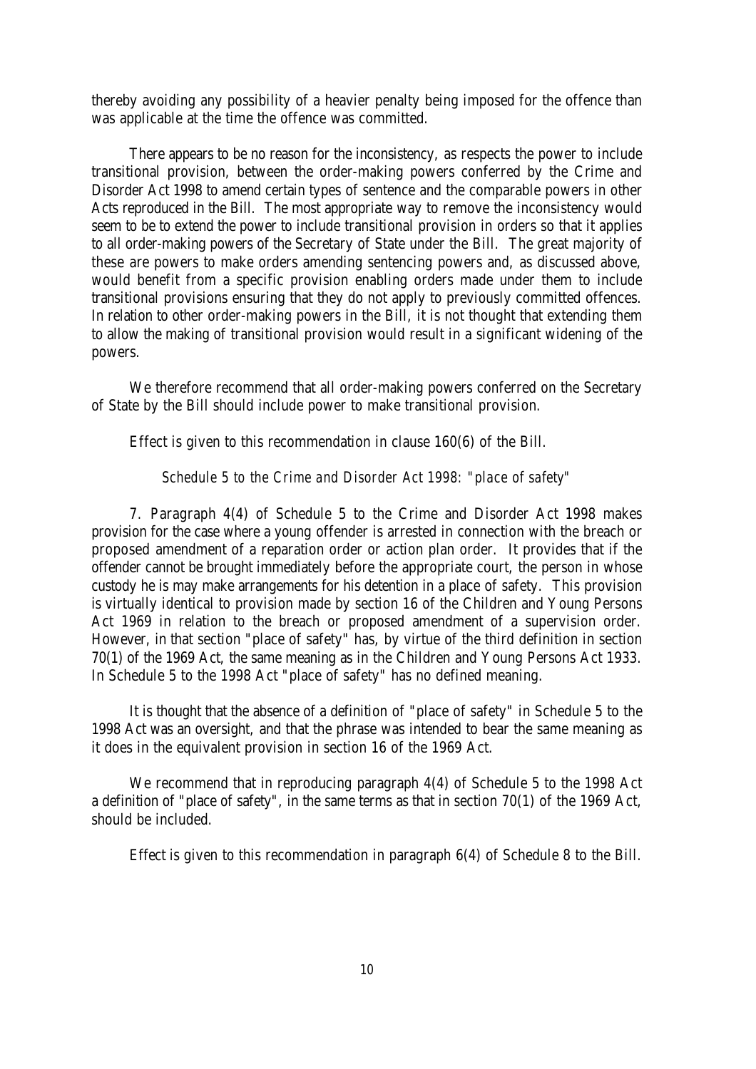thereby avoiding any possibility of a heavier penalty being imposed for the offence than was applicable at the time the offence was committed.

There appears to be no reason for the inconsistency, as respects the power to include transitional provision, between the order-making powers conferred by the Crime and Disorder Act 1998 to amend certain types of sentence and the comparable powers in other Acts reproduced in the Bill. The most appropriate way to remove the inconsistency would seem to be to extend the power to include transitional provision in orders so that it applies to all order-making powers of the Secretary of State under the Bill. The great majority of these are powers to make orders amending sentencing powers and, as discussed above, would benefit from a specific provision enabling orders made under them to include transitional provisions ensuring that they do not apply to previously committed offences. In relation to other order-making powers in the Bill, it is not thought that extending them to allow the making of transitional provision would result in a significant widening of the powers.

We therefore recommend that all order-making powers conferred on the Secretary of State by the Bill should include power to make transitional provision.

Effect is given to this recommendation in clause 160(6) of the Bill.

*Schedule 5 to the Crime and Disorder Act 1998: "place of safety"*

7. Paragraph 4(4) of Schedule 5 to the Crime and Disorder Act 1998 makes provision for the case where a young offender is arrested in connection with the breach or proposed amendment of a reparation order or action plan order. It provides that if the offender cannot be brought immediately before the appropriate court, the person in whose custody he is may make arrangements for his detention in a place of safety. This provision is virtually identical to provision made by section 16 of the Children and Young Persons Act 1969 in relation to the breach or proposed amendment of a supervision order. However, in that section "place of safety" has, by virtue of the third definition in section 70(1) of the 1969 Act, the same meaning as in the Children and Young Persons Act 1933. In Schedule 5 to the 1998 Act "place of safety" has no defined meaning.

It is thought that the absence of a definition of "place of safety" in Schedule 5 to the 1998 Act was an oversight, and that the phrase was intended to bear the same meaning as it does in the equivalent provision in section 16 of the 1969 Act.

We recommend that in reproducing paragraph 4(4) of Schedule 5 to the 1998 Act a definition of "place of safety", in the same terms as that in section 70(1) of the 1969 Act, should be included.

Effect is given to this recommendation in paragraph 6(4) of Schedule 8 to the Bill.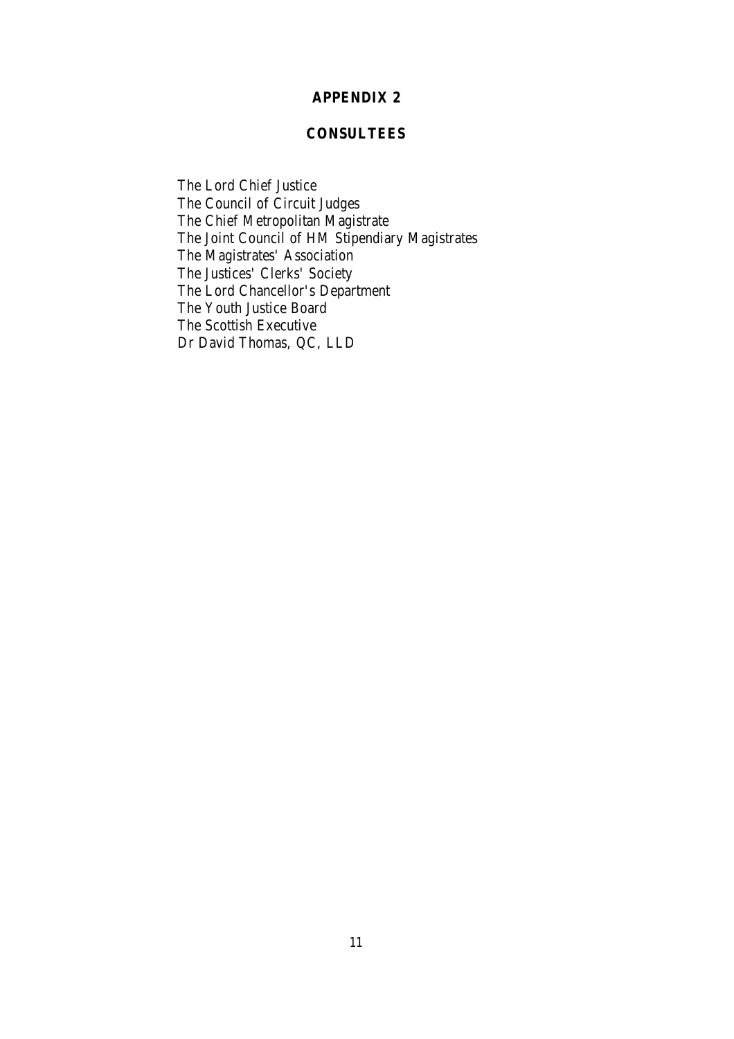# APPENDIX 2

## CONSULTEES

The Lord Chief Justice
The Council of Circuit Judges
The Chief Metropolitan Magistrate
The Joint Council of HM Stipendiary Magistrates
The Magistrates' Association
The Justices' Clerks' Society
The Lord Chancellor's Department
The Youth Justice Board
The Scottish Executive
Dr David Thomas, QC, LLD